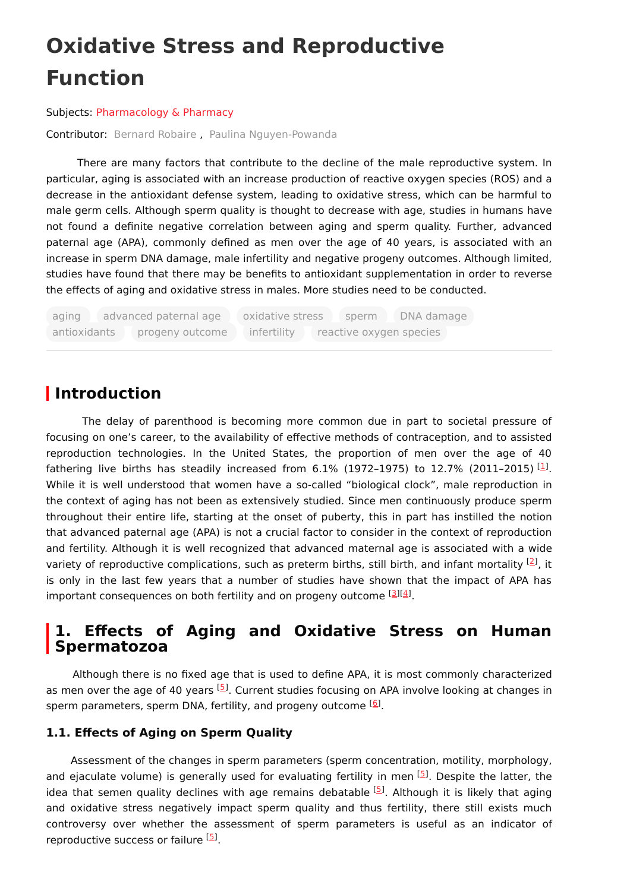# Oxidative Stress and Reproductive Function

Subjects: Pharmacology & Pharmacy

Contributor: Bernard Robaire , Paulina Nguyen-Powanda

There are many factors that contribute to the decline of the male reproductive system. In particular, aging is associated with an increase production of reactive oxygen species (ROS) and a decrease in the antioxidant defense system, leading to oxidative stress, which can be harmful to male germ cells. Although sperm quality is thought to decrease with age, studies in humans have not found a definite negative correlation between aging and sperm quality. Further, advanced paternal age (APA), commonly defined as men over the age of 40 years, is associated with an increase in sperm DNA damage, male infertility and negative progeny outcomes. Although limited, studies have found that there may be benefits to antioxidant supplementation in order to reverse the effects of aging and oxidative stress in males. More studies need to be conducted.

aging advanced paternal age oxidative stress sperm DNA damage antioxidants progeny outcome infertility reactive oxygen species

## Introduction

The delay of parenthood is becoming more common due in part to societal pressure of focusing on one's career, to the availability of effective methods of contraception, and to assisted reproduction technologies. In the United States, the proportion of men over the age of 40 fathering live births has steadily increased from 6.1% (1972–1975) to 12.7% (2011–2015) [1]. While it is well understood that women have a so-called "biological clock", male reproduction in the context of aging has not been as extensively studied. Since men continuously produce sperm throughout their entire life, starting at the onset of puberty, this in part has instilled the notion that advanced paternal age (APA) is not a crucial factor to consider in the context of reproduction and fertility. Although it is well recognized that advanced maternal age is associated with a wide variety of reproductive complications, such as preterm births, still birth, and infant mortality [2], it is only in the last few years that a number of studies have shown that the impact of APA has important consequences on both fertility and on progeny outcome [3][4].

## 1. Effects of Aging and Oxidative Stress on Human Spermatozoa

Although there is no fixed age that is used to define APA, it is most commonly characterized as men over the age of 40 years [5]. Current studies focusing on APA involve looking at changes in sperm parameters, sperm DNA, fertility, and progeny outcome [6].

### 1.1. Effects of Aging on Sperm Quality

Assessment of the changes in sperm parameters (sperm concentration, motility, morphology, and ejaculate volume) is generally used for evaluating fertility in men [5]. Despite the latter, the idea that semen quality declines with age remains debatable [5]. Although it is likely that aging and oxidative stress negatively impact sperm quality and thus fertility, there still exists much controversy over whether the assessment of sperm parameters is useful as an indicator of reproductive success or failure [5].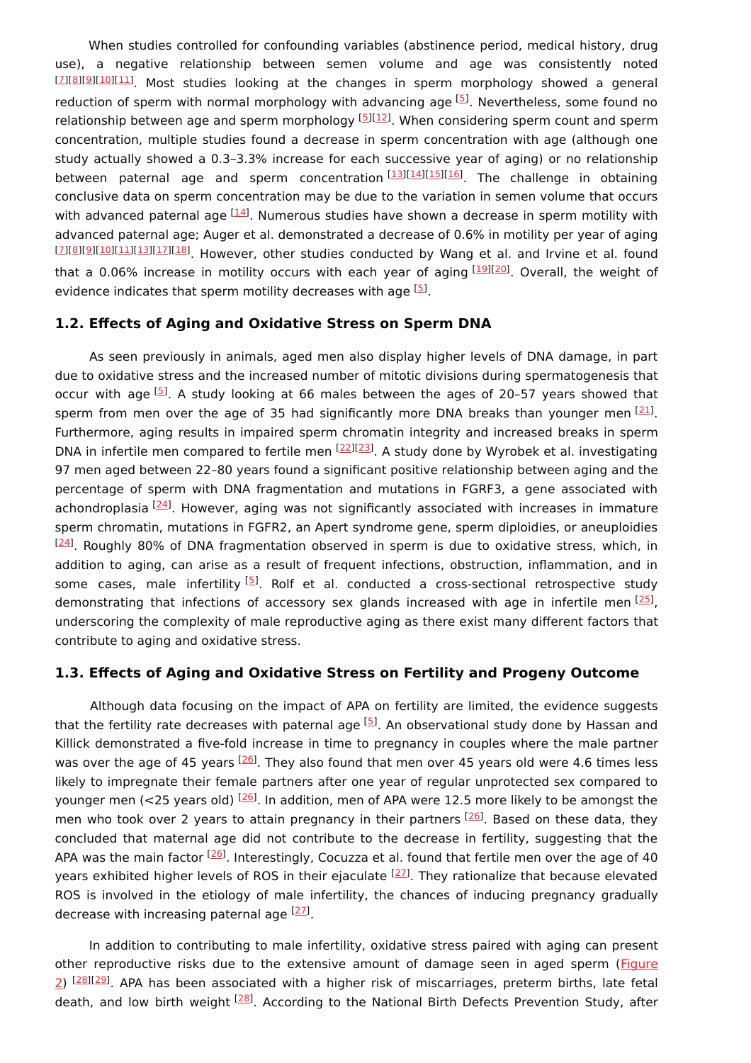When studies controlled for confounding variables (abstinence period, medical history, drug use), a negative relationship between semen volume and age was consistently noted [7][8][9][10][11]. Most studies looking at the changes in sperm morphology showed a general reduction of sperm with normal morphology with advancing age [5]. Nevertheless, some found no relationship between age and sperm morphology [5][12]. When considering sperm count and sperm concentration, multiple studies found a decrease in sperm concentration with age (although one study actually showed a 0.3–3.3% increase for each successive year of aging) or no relationship between paternal age and sperm concentration [13][14][15][16]. The challenge in obtaining conclusive data on sperm concentration may be due to the variation in semen volume that occurs with advanced paternal age [14]. Numerous studies have shown a decrease in sperm motility with advanced paternal age; Auger et al. demonstrated a decrease of 0.6% in motility per year of aging [7][8][9][10][11][13][17][18]. However, other studies conducted by Wang et al. and Irvine et al. found that a 0.06% increase in motility occurs with each year of aging [19][20]. Overall, the weight of evidence indicates that sperm motility decreases with age [5].

### 1.2. Effects of Aging and Oxidative Stress on Sperm DNA

As seen previously in animals, aged men also display higher levels of DNA damage, in part due to oxidative stress and the increased number of mitotic divisions during spermatogenesis that occur with age [5]. A study looking at 66 males between the ages of 20–57 years showed that sperm from men over the age of 35 had significantly more DNA breaks than younger men [21]. Furthermore, aging results in impaired sperm chromatin integrity and increased breaks in sperm DNA in infertile men compared to fertile men [22][23]. A study done by Wyrobek et al. investigating 97 men aged between 22–80 years found a significant positive relationship between aging and the percentage of sperm with DNA fragmentation and mutations in FGRF3, a gene associated with achondroplasia [24]. However, aging was not significantly associated with increases in immature sperm chromatin, mutations in FGFR2, an Apert syndrome gene, sperm diploidies, or aneuploidies [24]. Roughly 80% of DNA fragmentation observed in sperm is due to oxidative stress, which, in addition to aging, can arise as a result of frequent infections, obstruction, inflammation, and in some cases, male infertility [5]. Rolf et al. conducted a cross-sectional retrospective study demonstrating that infections of accessory sex glands increased with age in infertile men [25], underscoring the complexity of male reproductive aging as there exist many different factors that contribute to aging and oxidative stress.

### 1.3. Effects of Aging and Oxidative Stress on Fertility and Progeny Outcome

Although data focusing on the impact of APA on fertility are limited, the evidence suggests that the fertility rate decreases with paternal age [5]. An observational study done by Hassan and Killick demonstrated a five-fold increase in time to pregnancy in couples where the male partner was over the age of 45 years [26]. They also found that men over 45 years old were 4.6 times less likely to impregnate their female partners after one year of regular unprotected sex compared to younger men (<25 years old) [26]. In addition, men of APA were 12.5 more likely to be amongst the men who took over 2 years to attain pregnancy in their partners [26]. Based on these data, they concluded that maternal age did not contribute to the decrease in fertility, suggesting that the APA was the main factor [26]. Interestingly, Cocuzza et al. found that fertile men over the age of 40 years exhibited higher levels of ROS in their ejaculate [27]. They rationalize that because elevated ROS is involved in the etiology of male infertility, the chances of inducing pregnancy gradually decrease with increasing paternal age [27].

In addition to contributing to male infertility, oxidative stress paired with aging can present other reproductive risks due to the extensive amount of damage seen in aged sperm (Figure 2) [28][29]. APA has been associated with a higher risk of miscarriages, preterm births, late fetal death, and low birth weight [28]. According to the National Birth Defects Prevention Study, after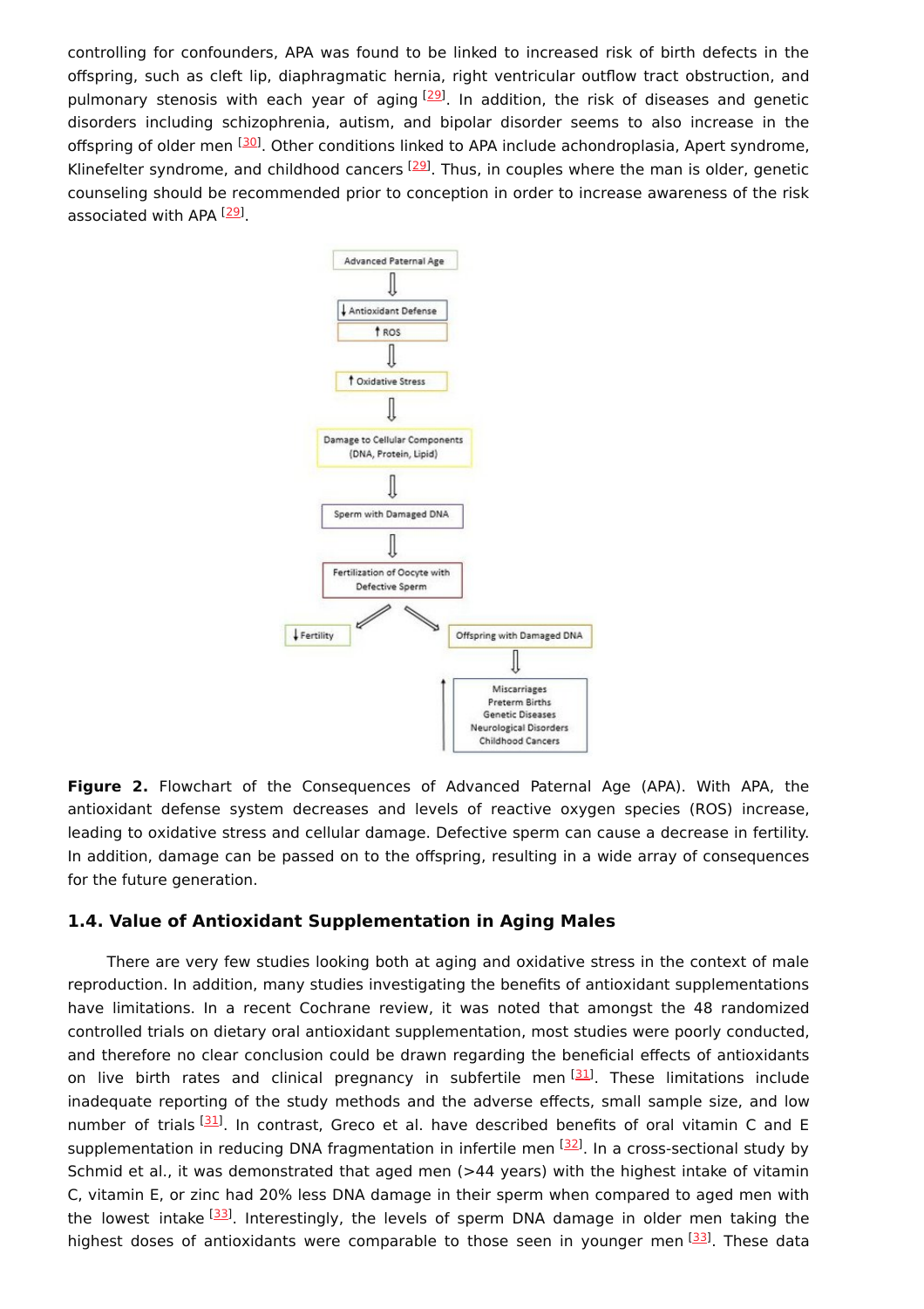controlling for confounders, APA was found to be linked to increased risk of birth defects in the offspring, such as cleft lip, diaphragmatic hernia, right ventricular outflow tract obstruction, and pulmonary stenosis with each year of aging [29]. In addition, the risk of diseases and genetic disorders including schizophrenia, autism, and bipolar disorder seems to also increase in the offspring of older men [30]. Other conditions linked to APA include achondroplasia, Apert syndrome, Klinefelter syndrome, and childhood cancers [29]. Thus, in couples where the man is older, genetic counseling should be recommended prior to conception in order to increase awareness of the risk associated with APA [29].

**Figure 2.** Flowchart of the Consequences of Advanced Paternal Age (APA). With APA, the antioxidant defense system decreases and levels of reactive oxygen species (ROS) increase, leading to oxidative stress and cellular damage. Defective sperm can cause a decrease in fertility. In addition, damage can be passed on to the offspring, resulting in a wide array of consequences for the future generation.

### 1.4. Value of Antioxidant Supplementation in Aging Males

There are very few studies looking both at aging and oxidative stress in the context of male reproduction. In addition, many studies investigating the benefits of antioxidant supplementations have limitations. In a recent Cochrane review, it was noted that amongst the 48 randomized controlled trials on dietary oral antioxidant supplementation, most studies were poorly conducted, and therefore no clear conclusion could be drawn regarding the beneficial effects of antioxidants on live birth rates and clinical pregnancy in subfertile men [31]. These limitations include inadequate reporting of the study methods and the adverse effects, small sample size, and low number of trials [31]. In contrast, Greco et al. have described benefits of oral vitamin C and E supplementation in reducing DNA fragmentation in infertile men [32]. In a cross-sectional study by Schmid et al., it was demonstrated that aged men (>44 years) with the highest intake of vitamin C, vitamin E, or zinc had 20% less DNA damage in their sperm when compared to aged men with the lowest intake [33]. Interestingly, the levels of sperm DNA damage in older men taking the highest doses of antioxidants were comparable to those seen in younger men [33]. These data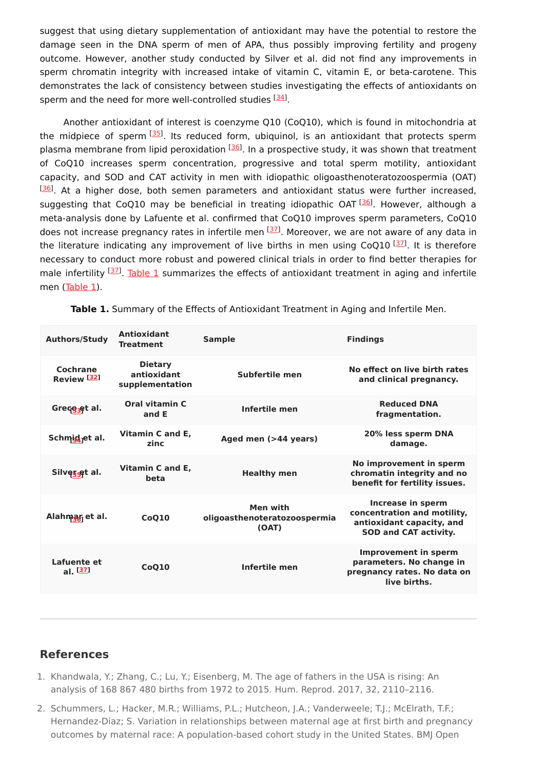suggest that using dietary supplementation of antioxidant may have the potential to restore the damage seen in the DNA sperm of men of APA, thus possibly improving fertility and progeny outcome. However, another study conducted by Silver et al. did not find any improvements in sperm chromatin integrity with increased intake of vitamin C, vitamin E, or beta-carotene. This demonstrates the lack of consistency between studies investigating the effects of antioxidants on sperm and the need for more well-controlled studies [34].

Another antioxidant of interest is coenzyme Q10 (CoQ10), which is found in mitochondria at the midpiece of sperm [35]. Its reduced form, ubiquinol, is an antioxidant that protects sperm plasma membrane from lipid peroxidation [36]. In a prospective study, it was shown that treatment of CoQ10 increases sperm concentration, progressive and total sperm motility, antioxidant capacity, and SOD and CAT activity in men with idiopathic oligoasthenoteratozoospermia (OAT) [36]. At a higher dose, both semen parameters and antioxidant status were further increased, suggesting that CoQ10 may be beneficial in treating idiopathic OAT [36]. However, although a meta-analysis done by Lafuente et al. confirmed that CoQ10 improves sperm parameters, CoQ10 does not increase pregnancy rates in infertile men [37]. Moreover, we are not aware of any data in the literature indicating any improvement of live births in men using CoQ10 [37]. It is therefore necessary to conduct more robust and powered clinical trials in order to find better therapies for male infertility [37]. Table 1 summarizes the effects of antioxidant treatment in aging and infertile men (Table 1).

**Table 1.** Summary of the Effects of Antioxidant Treatment in Aging and Infertile Men.

| Authors/Study | Antioxidant Treatment | Sample | Findings |
|---|---|---|---|
| Cochrane Review [32] | Dietary antioxidant supplementation | Subfertile men | No effect on live birth rates and clinical pregnancy. |
| Greco et al. [33] | Oral vitamin C and E | Infertile men | Reduced DNA fragmentation. |
| Schmid et al. [34] | Vitamin C and E, zinc | Aged men (>44 years) | 20% less sperm DNA damage. |
| Silver et al. [35] | Vitamin C and E, beta | Healthy men | No improvement in sperm chromatin integrity and no benefit for fertility issues. |
| Alahmar et al. [36] | CoQ10 | Men with oligoasthenoteratozoospermia (OAT) | Increase in sperm concentration and motility, antioxidant capacity, and SOD and CAT activity. |
| Lafuente et al. [37] | CoQ10 | Infertile men | Improvement in sperm parameters. No change in pregnancy rates. No data on live births. |

## References

1. Khandwala, Y.; Zhang, C.; Lu, Y.; Eisenberg, M. The age of fathers in the USA is rising: An analysis of 168 867 480 births from 1972 to 2015. Hum. Reprod. 2017, 32, 2110–2116.
2. Schummers, L.; Hacker, M.R.; Williams, P.L.; Hutcheon, J.A.; Vanderweele; T.J.; McElrath, T.F.; Hernandez-Diaz; S. Variation in relationships between maternal age at first birth and pregnancy outcomes by maternal race: A population-based cohort study in the United States. BMJ Open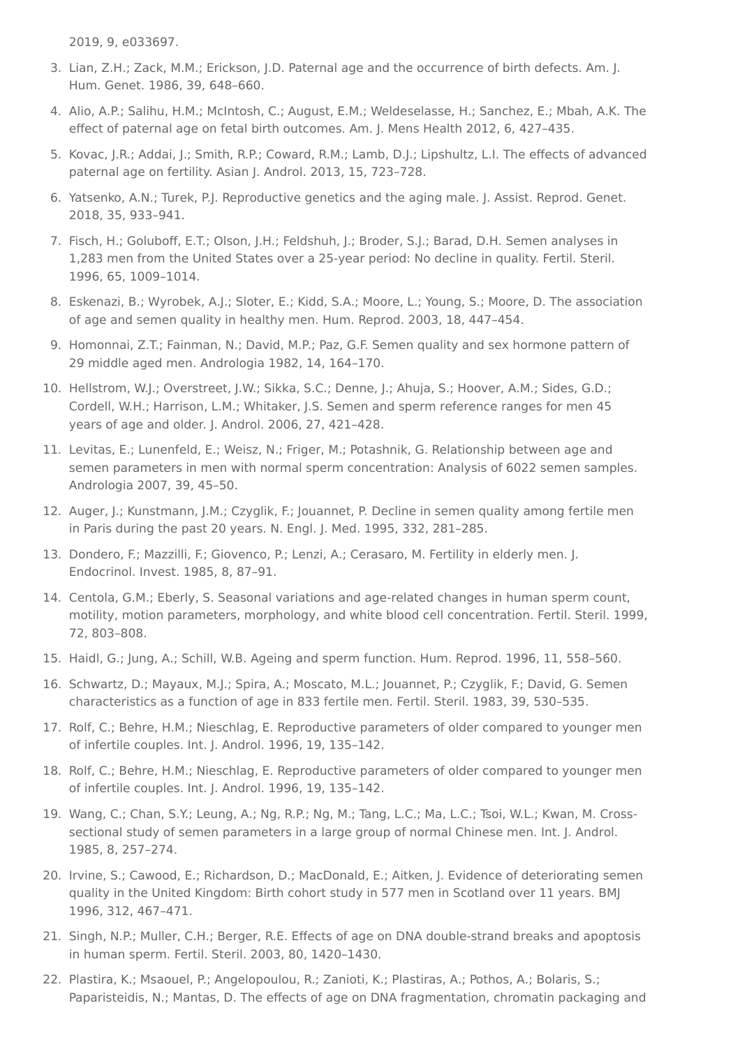2019, 9, e033697.

3. Lian, Z.H.; Zack, M.M.; Erickson, J.D. Paternal age and the occurrence of birth defects. Am. J. Hum. Genet. 1986, 39, 648–660.
4. Alio, A.P.; Salihu, H.M.; McIntosh, C.; August, E.M.; Weldeselasse, H.; Sanchez, E.; Mbah, A.K. The effect of paternal age on fetal birth outcomes. Am. J. Mens Health 2012, 6, 427–435.
5. Kovac, J.R.; Addai, J.; Smith, R.P.; Coward, R.M.; Lamb, D.J.; Lipshultz, L.I. The effects of advanced paternal age on fertility. Asian J. Androl. 2013, 15, 723–728.
6. Yatsenko, A.N.; Turek, P.J. Reproductive genetics and the aging male. J. Assist. Reprod. Genet. 2018, 35, 933–941.
7. Fisch, H.; Goluboff, E.T.; Olson, J.H.; Feldshuh, J.; Broder, S.J.; Barad, D.H. Semen analyses in 1,283 men from the United States over a 25-year period: No decline in quality. Fertil. Steril. 1996, 65, 1009–1014.
8. Eskenazi, B.; Wyrobek, A.J.; Sloter, E.; Kidd, S.A.; Moore, L.; Young, S.; Moore, D. The association of age and semen quality in healthy men. Hum. Reprod. 2003, 18, 447–454.
9. Homonnai, Z.T.; Fainman, N.; David, M.P.; Paz, G.F. Semen quality and sex hormone pattern of 29 middle aged men. Andrologia 1982, 14, 164–170.
10. Hellstrom, W.J.; Overstreet, J.W.; Sikka, S.C.; Denne, J.; Ahuja, S.; Hoover, A.M.; Sides, G.D.; Cordell, W.H.; Harrison, L.M.; Whitaker, J.S. Semen and sperm reference ranges for men 45 years of age and older. J. Androl. 2006, 27, 421–428.
11. Levitas, E.; Lunenfeld, E.; Weisz, N.; Friger, M.; Potashnik, G. Relationship between age and semen parameters in men with normal sperm concentration: Analysis of 6022 semen samples. Andrologia 2007, 39, 45–50.
12. Auger, J.; Kunstmann, J.M.; Czyglik, F.; Jouannet, P. Decline in semen quality among fertile men in Paris during the past 20 years. N. Engl. J. Med. 1995, 332, 281–285.
13. Dondero, F.; Mazzilli, F.; Giovenco, P.; Lenzi, A.; Cerasaro, M. Fertility in elderly men. J. Endocrinol. Invest. 1985, 8, 87–91.
14. Centola, G.M.; Eberly, S. Seasonal variations and age-related changes in human sperm count, motility, motion parameters, morphology, and white blood cell concentration. Fertil. Steril. 1999, 72, 803–808.
15. Haidl, G.; Jung, A.; Schill, W.B. Ageing and sperm function. Hum. Reprod. 1996, 11, 558–560.
16. Schwartz, D.; Mayaux, M.J.; Spira, A.; Moscato, M.L.; Jouannet, P.; Czyglik, F.; David, G. Semen characteristics as a function of age in 833 fertile men. Fertil. Steril. 1983, 39, 530–535.
17. Rolf, C.; Behre, H.M.; Nieschlag, E. Reproductive parameters of older compared to younger men of infertile couples. Int. J. Androl. 1996, 19, 135–142.
18. Rolf, C.; Behre, H.M.; Nieschlag, E. Reproductive parameters of older compared to younger men of infertile couples. Int. J. Androl. 1996, 19, 135–142.
19. Wang, C.; Chan, S.Y.; Leung, A.; Ng, R.P.; Ng, M.; Tang, L.C.; Ma, L.C.; Tsoi, W.L.; Kwan, M. Cross-sectional study of semen parameters in a large group of normal Chinese men. Int. J. Androl. 1985, 8, 257–274.
20. Irvine, S.; Cawood, E.; Richardson, D.; MacDonald, E.; Aitken, J. Evidence of deteriorating semen quality in the United Kingdom: Birth cohort study in 577 men in Scotland over 11 years. BMJ 1996, 312, 467–471.
21. Singh, N.P.; Muller, C.H.; Berger, R.E. Effects of age on DNA double-strand breaks and apoptosis in human sperm. Fertil. Steril. 2003, 80, 1420–1430.
22. Plastira, K.; Msaouel, P.; Angelopoulou, R.; Zanioti, K.; Plastiras, A.; Pothos, A.; Bolaris, S.; Paparisteidis, N.; Mantas, D. The effects of age on DNA fragmentation, chromatin packaging and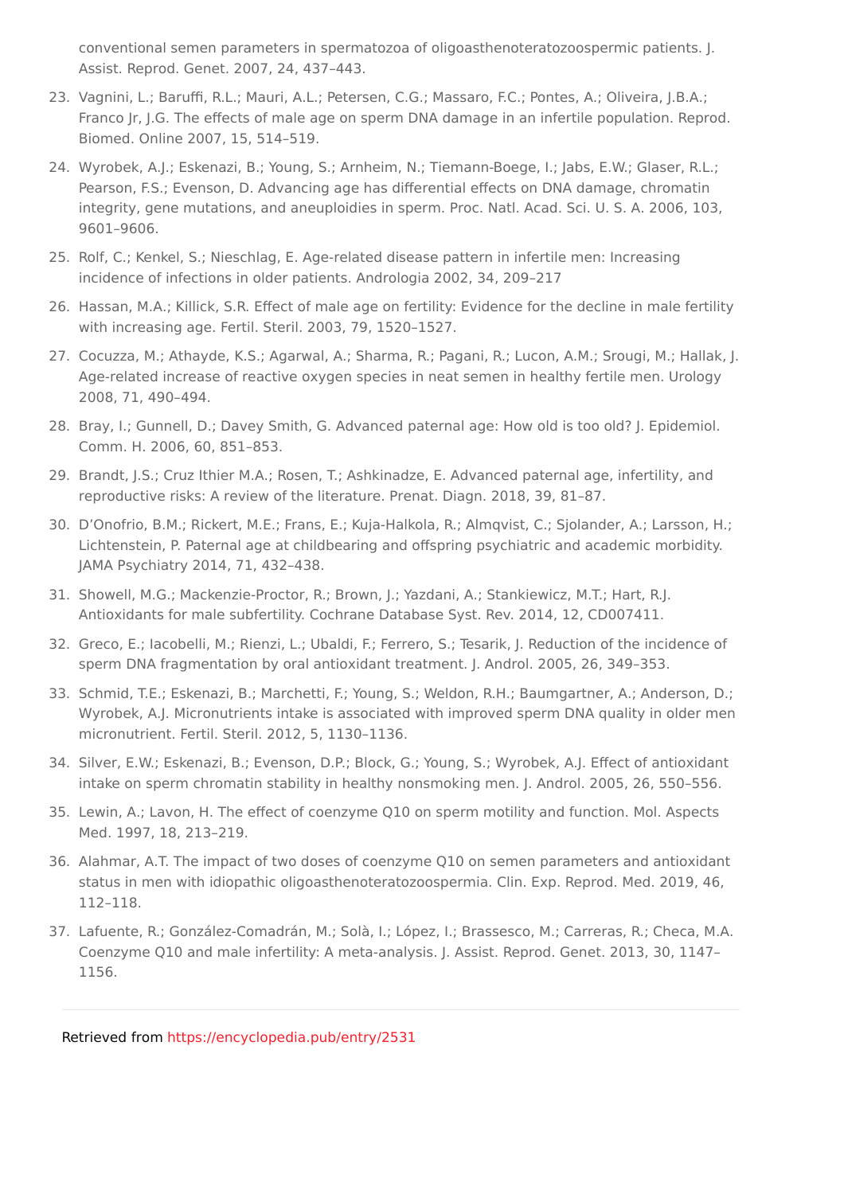conventional semen parameters in spermatozoa of oligoasthenoteratozoospermic patients. J. Assist. Reprod. Genet. 2007, 24, 437–443.

23. Vagnini, L.; Baruffi, R.L.; Mauri, A.L.; Petersen, C.G.; Massaro, F.C.; Pontes, A.; Oliveira, J.B.A.; Franco Jr, J.G. The effects of male age on sperm DNA damage in an infertile population. Reprod. Biomed. Online 2007, 15, 514–519.
24. Wyrobek, A.J.; Eskenazi, B.; Young, S.; Arnheim, N.; Tiemann-Boege, I.; Jabs, E.W.; Glaser, R.L.; Pearson, F.S.; Evenson, D. Advancing age has differential effects on DNA damage, chromatin integrity, gene mutations, and aneuploidies in sperm. Proc. Natl. Acad. Sci. U. S. A. 2006, 103, 9601–9606.
25. Rolf, C.; Kenkel, S.; Nieschlag, E. Age-related disease pattern in infertile men: Increasing incidence of infections in older patients. Andrologia 2002, 34, 209–217
26. Hassan, M.A.; Killick, S.R. Effect of male age on fertility: Evidence for the decline in male fertility with increasing age. Fertil. Steril. 2003, 79, 1520–1527.
27. Cocuzza, M.; Athayde, K.S.; Agarwal, A.; Sharma, R.; Pagani, R.; Lucon, A.M.; Srougi, M.; Hallak, J. Age-related increase of reactive oxygen species in neat semen in healthy fertile men. Urology 2008, 71, 490–494.
28. Bray, I.; Gunnell, D.; Davey Smith, G. Advanced paternal age: How old is too old? J. Epidemiol. Comm. H. 2006, 60, 851–853.
29. Brandt, J.S.; Cruz Ithier M.A.; Rosen, T.; Ashkinadze, E. Advanced paternal age, infertility, and reproductive risks: A review of the literature. Prenat. Diagn. 2018, 39, 81–87.
30. D'Onofrio, B.M.; Rickert, M.E.; Frans, E.; Kuja-Halkola, R.; Almqvist, C.; Sjolander, A.; Larsson, H.; Lichtenstein, P. Paternal age at childbearing and offspring psychiatric and academic morbidity. JAMA Psychiatry 2014, 71, 432–438.
31. Showell, M.G.; Mackenzie-Proctor, R.; Brown, J.; Yazdani, A.; Stankiewicz, M.T.; Hart, R.J. Antioxidants for male subfertility. Cochrane Database Syst. Rev. 2014, 12, CD007411.
32. Greco, E.; Iacobelli, M.; Rienzi, L.; Ubaldi, F.; Ferrero, S.; Tesarik, J. Reduction of the incidence of sperm DNA fragmentation by oral antioxidant treatment. J. Androl. 2005, 26, 349–353.
33. Schmid, T.E.; Eskenazi, B.; Marchetti, F.; Young, S.; Weldon, R.H.; Baumgartner, A.; Anderson, D.; Wyrobek, A.J. Micronutrients intake is associated with improved sperm DNA quality in older men micronutrient. Fertil. Steril. 2012, 5, 1130–1136.
34. Silver, E.W.; Eskenazi, B.; Evenson, D.P.; Block, G.; Young, S.; Wyrobek, A.J. Effect of antioxidant intake on sperm chromatin stability in healthy nonsmoking men. J. Androl. 2005, 26, 550–556.
35. Lewin, A.; Lavon, H. The effect of coenzyme Q10 on sperm motility and function. Mol. Aspects Med. 1997, 18, 213–219.
36. Alahmar, A.T. The impact of two doses of coenzyme Q10 on semen parameters and antioxidant status in men with idiopathic oligoasthenoteratozoospermia. Clin. Exp. Reprod. Med. 2019, 46, 112–118.
37. Lafuente, R.; González-Comadrán, M.; Solà, I.; López, I.; Brassesco, M.; Carreras, R.; Checa, M.A. Coenzyme Q10 and male infertility: A meta-analysis. J. Assist. Reprod. Genet. 2013, 30, 1147–1156.

Retrieved from https://encyclopedia.pub/entry/2531